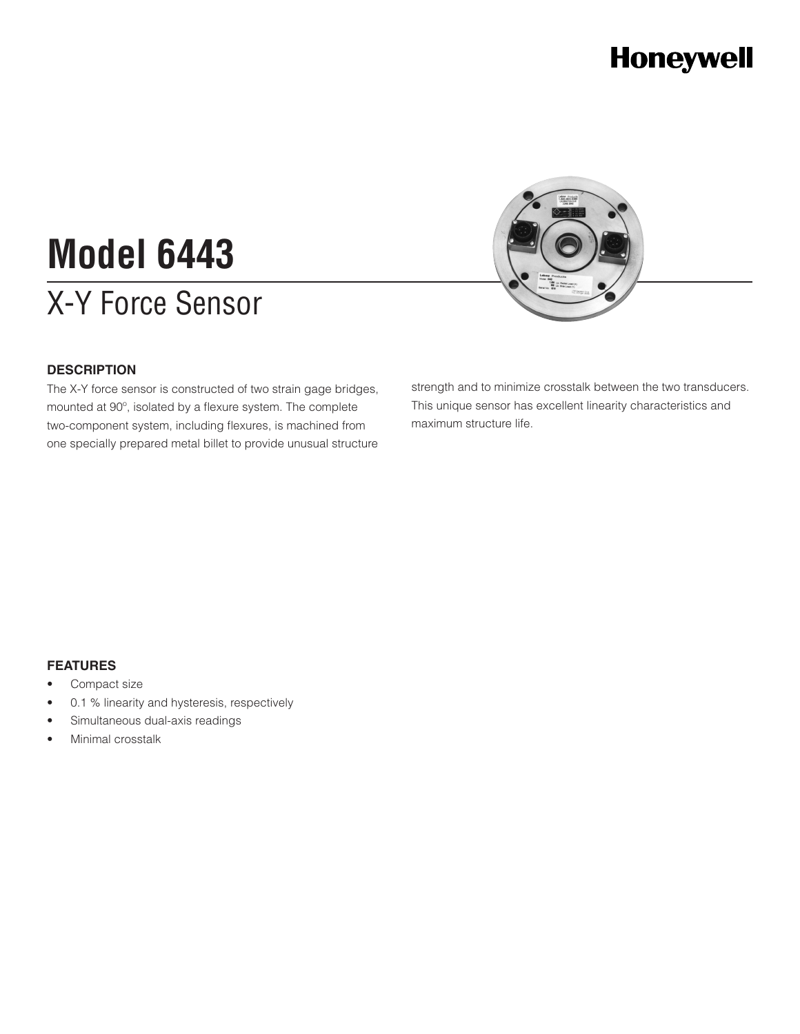# Model 6443

## X-Y Force Sensor

### DESCRIPTION

The X-Y force sensor is constructed of two strain gage bridges, mounted at 90°, isolated by a flexure system. The complete two-component system, including flexures, is machined from one specially prepared metal billet to provide unusual structure strength and to minimize crosstalk between the two transducers. This unique sensor has excellent linearity characteristics and maximum structure life.

### FEATURES

- Compact size
- 0.1 % linearity and hysteresis, respectively
- Simultaneous dual-axis readings
- Minimal crosstalk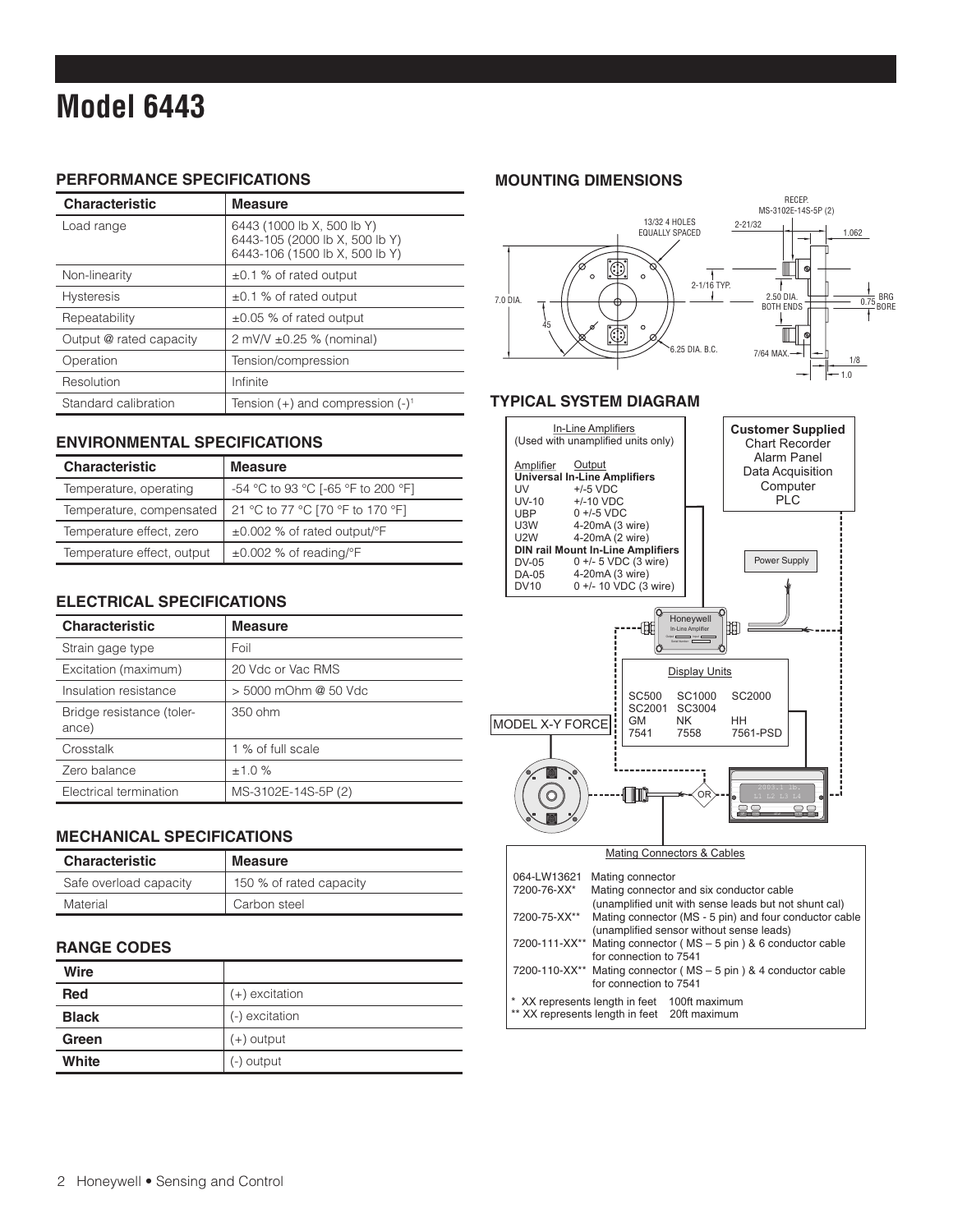# Model 6443

## PERFORMANCE SPECIFICATIONS

| Characteristic | Measure |
|---|---|
| Load range | 6443 (1000 lb X, 500 lb Y)<br>6443-105 (2000 lb X, 500 lb Y)<br>6443-106 (1500 lb X, 500 lb Y) |
| Non-linearity | ±0.1 % of rated output |
| Hysteresis | ±0.1 % of rated output |
| Repeatability | ±0.05 % of rated output |
| Output @ rated capacity | 2 mV/V ±0.25 % (nominal) |
| Operation | Tension/compression |
| Resolution | Infinite |
| Standard calibration | Tension (+) and compression (-)[1] |

## ENVIRONMENTAL SPECIFICATIONS

| Characteristic | Measure |
|---|---|
| Temperature, operating | -54 °C to 93 °C [-65 °F to 200 °F] |
| Temperature, compensated | 21 °C to 77 °C [70 °F to 170 °F] |
| Temperature effect, zero | ±0.002 % of rated output/°F |
| Temperature effect, output | ±0.002 % of reading/°F |

## ELECTRICAL SPECIFICATIONS

| Characteristic | Measure |
|---|---|
| Strain gage type | Foil |
| Excitation (maximum) | 20 Vdc or Vac RMS |
| Insulation resistance | > 5000 mOhm @ 50 Vdc |
| Bridge resistance (tolerance) | 350 ohm |
| Crosstalk | 1 % of full scale |
| Zero balance | ±1.0 % |
| Electrical termination | MS-3102E-14S-5P (2) |

## MECHANICAL SPECIFICATIONS

| Characteristic | Measure |
|---|---|
| Safe overload capacity | 150 % of rated capacity |
| Material | Carbon steel |

## RANGE CODES

| Wire | |
|---|---|
| **Red** | (+) excitation |
| **Black** | (-) excitation |
| **Green** | (+) output |
| **White** | (-) output |

## MOUNTING DIMENSIONS

RECEP. MS-3102E-14S-5P (2)
13/32 4 HOLES EQUALLY SPACED
2-21/32
1.062
2-1/16 TYP.
7.0 DIA.
45
2.50 DIA. BOTH ENDS
0.75 BRG BORE
6.25 DIA. B.C.
7/64 MAX.
1/8
1.0

## TYPICAL SYSTEM DIAGRAM

In-Line Amplifiers
(Used with unamplified units only)

| Amplifier | Output |
|---|---|
| **Universal In-Line Amplifiers** | |
| UV | +/-5 VDC |
| UV-10 | +/-10 VDC |
| UBP | 0 +/-5 VDC |
| U3W | 4-20mA (3 wire) |
| U2W | 4-20mA (2 wire) |
| **DIN rail Mount In-Line Amplifiers** | |
| DV-05 | 0 +/- 5 VDC (3 wire) |
| DA-05 | 4-20mA (3 wire) |
| DV10 | 0 +/- 10 VDC (3 wire) |

**Customer Supplied**
Chart Recorder
Alarm Panel
Data Acquisition
Computer
PLC

Power Supply

Honeywell In-Line Amplifier

Display Units

| | | |
|---|---|---|
| SC500 | SC1000 | SC2000 |
| SC2001 | SC3004 | |
| GM | NK | HH |
| 7541 | 7558 | 7561-PSD |

MODEL X-Y FORCE

OR

Mating Connectors & Cables

| | |
|---|---|
| 064-LW13621 | Mating connector |
| 7200-76-XX* | Mating connector and six conductor cable (unamplified unit with sense leads but not shunt cal) |
| 7200-75-XX** | Mating connector (MS - 5 pin) and four conductor cable (unamplified sensor without sense leads) |
| 7200-111-XX** | Mating connector ( MS – 5 pin ) & 6 conductor cable for connection to 7541 |
| 7200-110-XX** | Mating connector ( MS – 5 pin ) & 4 conductor cable for connection to 7541 |

\* XX represents length in feet 100ft maximum
\** XX represents length in feet 20ft maximum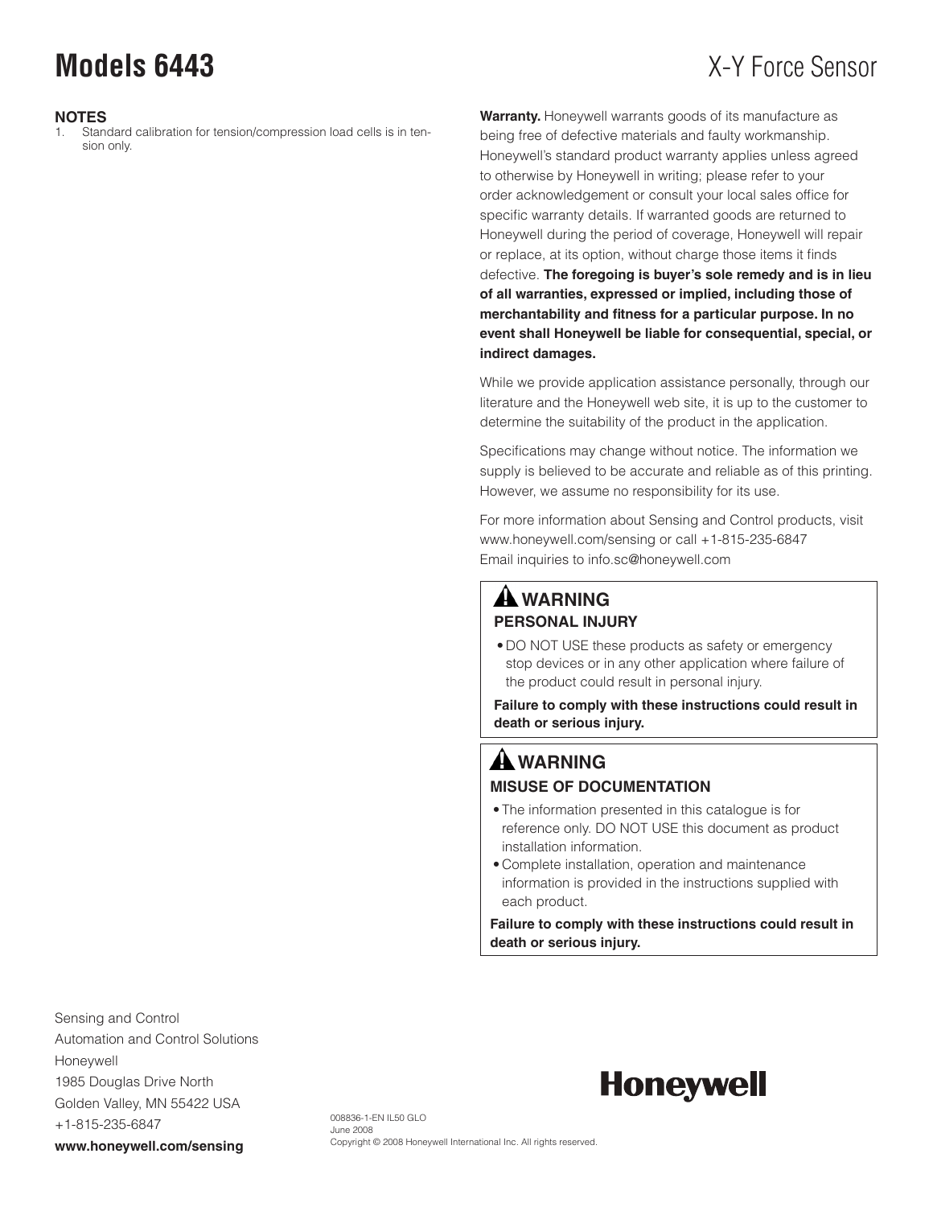## NOTES

1. Standard calibration for tension/compression load cells is in tension only.

**Warranty.** Honeywell warrants goods of its manufacture as being free of defective materials and faulty workmanship. Honeywell's standard product warranty applies unless agreed to otherwise by Honeywell in writing; please refer to your order acknowledgement or consult your local sales office for specific warranty details. If warranted goods are returned to Honeywell during the period of coverage, Honeywell will repair or replace, at its option, without charge those items it finds defective. **The foregoing is buyer's sole remedy and is in lieu of all warranties, expressed or implied, including those of merchantability and fitness for a particular purpose. In no event shall Honeywell be liable for consequential, special, or indirect damages.**

While we provide application assistance personally, through our literature and the Honeywell web site, it is up to the customer to determine the suitability of the product in the application.

Specifications may change without notice. The information we supply is believed to be accurate and reliable as of this printing. However, we assume no responsibility for its use.

For more information about Sensing and Control products, visit www.honeywell.com/sensing or call +1-815-235-6847
Email inquiries to info.sc@honeywell.com

### ⚠ WARNING
**PERSONAL INJURY**

- DO NOT USE these products as safety or emergency stop devices or in any other application where failure of the product could result in personal injury.

**Failure to comply with these instructions could result in death or serious injury.**

### ⚠ WARNING
**MISUSE OF DOCUMENTATION**

- The information presented in this catalogue is for reference only. DO NOT USE this document as product installation information.
- Complete installation, operation and maintenance information is provided in the instructions supplied with each product.

**Failure to comply with these instructions could result in death or serious injury.**

Sensing and Control
Automation and Control Solutions
Honeywell
1985 Douglas Drive North
Golden Valley, MN 55422 USA
+1-815-235-6847
**www.honeywell.com/sensing**

008836-1-EN IL50 GLO
June 2008
Copyright © 2008 Honeywell International Inc. All rights reserved.

**Honeywell**